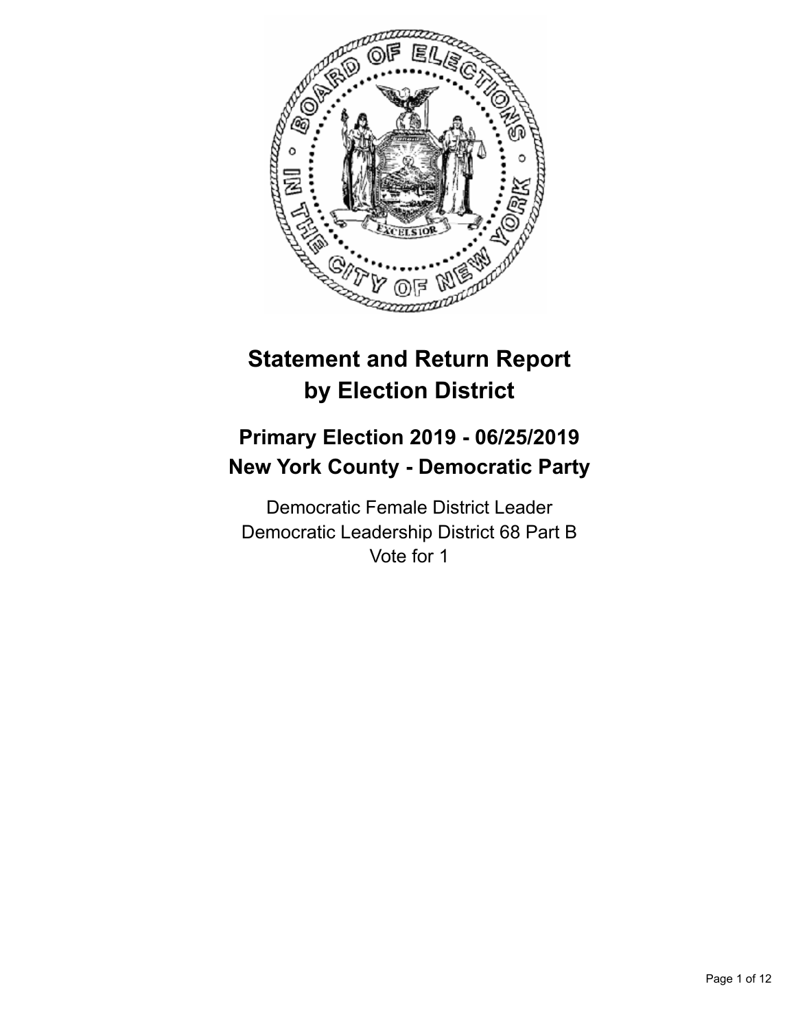# Statement and Return Report by Election District

## Primary Election 2019 - 06/25/2019
## New York County - Democratic Party

Democratic Female District Leader
Democratic Leadership District 68 Part B
Vote for 1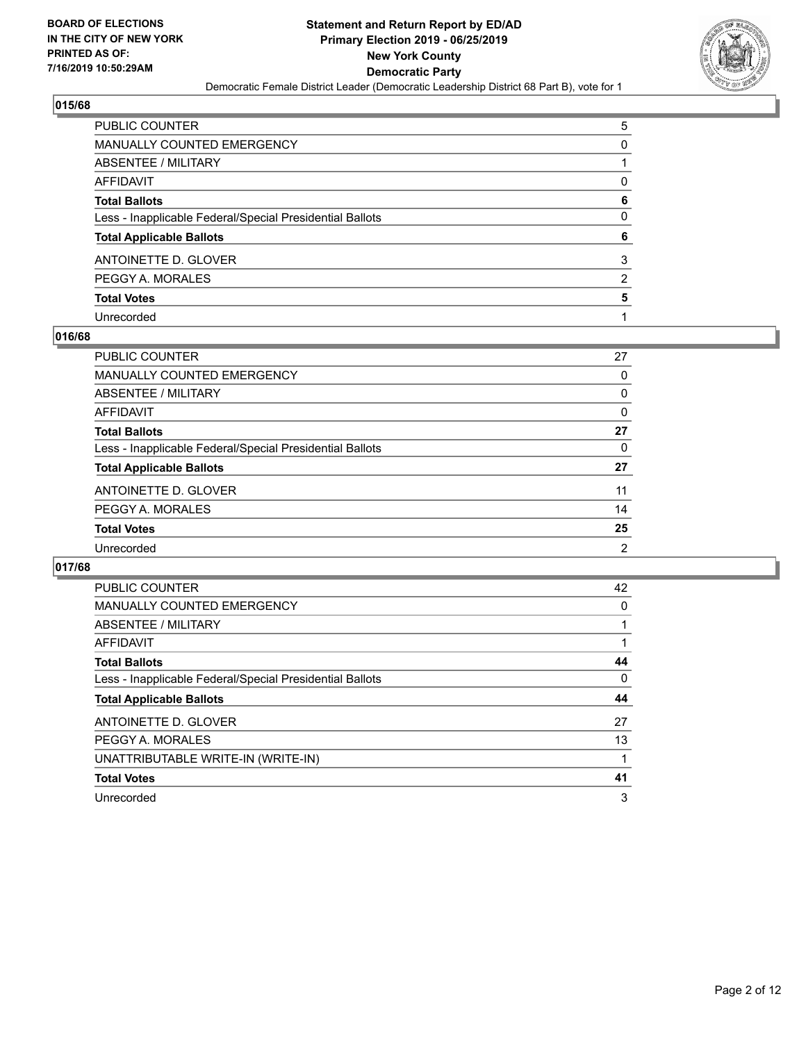## 015/68

| | |
|---|---|
| PUBLIC COUNTER | 5 |
| MANUALLY COUNTED EMERGENCY | 0 |
| ABSENTEE / MILITARY | 1 |
| AFFIDAVIT | 0 |
| **Total Ballots** | **6** |
| Less - Inapplicable Federal/Special Presidential Ballots | 0 |
| **Total Applicable Ballots** | **6** |
| ANTOINETTE D. GLOVER | 3 |
| PEGGY A. MORALES | 2 |
| **Total Votes** | **5** |
| Unrecorded | 1 |

## 016/68

| | |
|---|---|
| PUBLIC COUNTER | 27 |
| MANUALLY COUNTED EMERGENCY | 0 |
| ABSENTEE / MILITARY | 0 |
| AFFIDAVIT | 0 |
| **Total Ballots** | **27** |
| Less - Inapplicable Federal/Special Presidential Ballots | 0 |
| **Total Applicable Ballots** | **27** |
| ANTOINETTE D. GLOVER | 11 |
| PEGGY A. MORALES | 14 |
| **Total Votes** | **25** |
| Unrecorded | 2 |

## 017/68

| | |
|---|---|
| PUBLIC COUNTER | 42 |
| MANUALLY COUNTED EMERGENCY | 0 |
| ABSENTEE / MILITARY | 1 |
| AFFIDAVIT | 1 |
| **Total Ballots** | **44** |
| Less - Inapplicable Federal/Special Presidential Ballots | 0 |
| **Total Applicable Ballots** | **44** |
| ANTOINETTE D. GLOVER | 27 |
| PEGGY A. MORALES | 13 |
| UNATTRIBUTABLE WRITE-IN (WRITE-IN) | 1 |
| **Total Votes** | **41** |
| Unrecorded | 3 |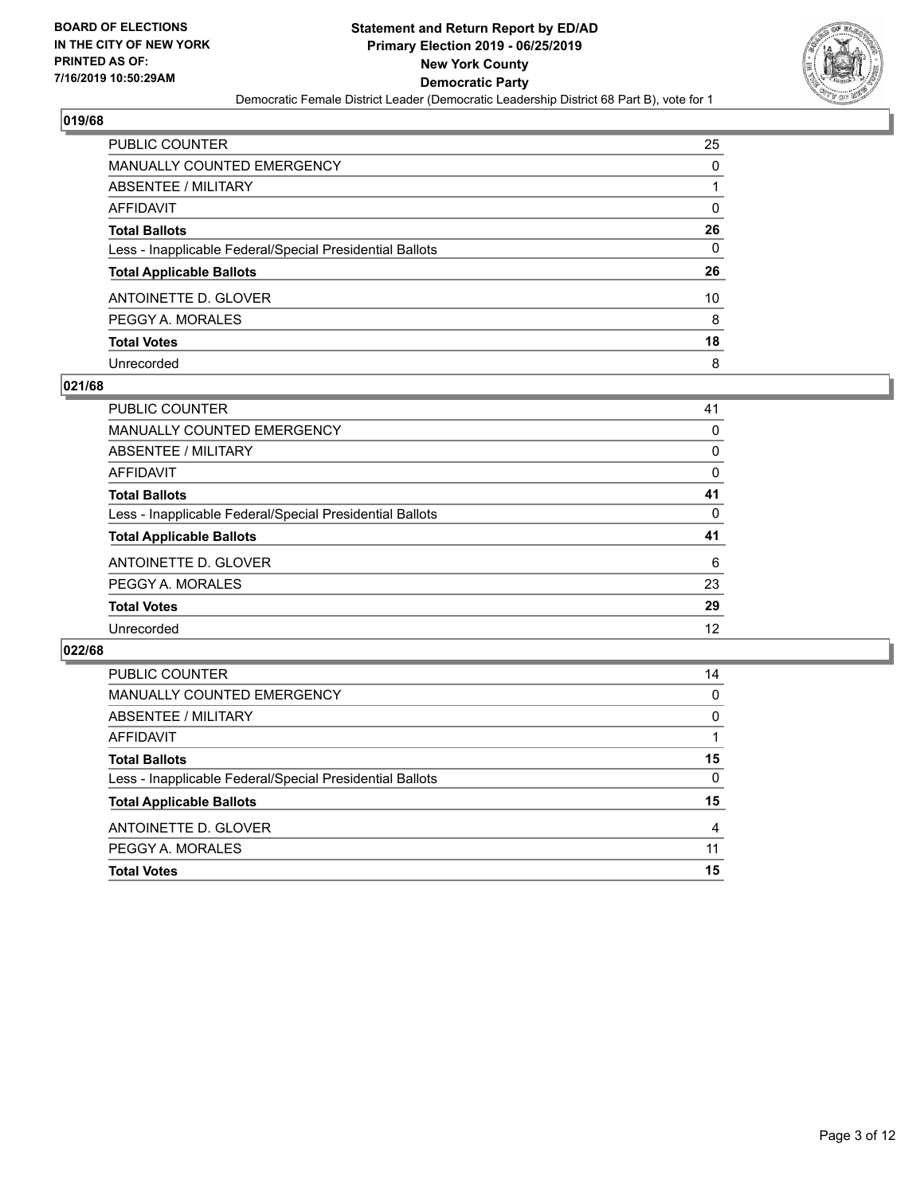**BOARD OF ELECTIONS IN THE CITY OF NEW YORK PRINTED AS OF: 7/16/2019 10:50:29AM**

**Statement and Return Report by ED/AD Primary Election 2019 - 06/25/2019 New York County Democratic Party**

Democratic Female District Leader (Democratic Leadership District 68 Part B), vote for 1

## 019/68

| | |
|---|---|
| PUBLIC COUNTER | 25 |
| MANUALLY COUNTED EMERGENCY | 0 |
| ABSENTEE / MILITARY | 1 |
| AFFIDAVIT | 0 |
| **Total Ballots** | **26** |
| Less - Inapplicable Federal/Special Presidential Ballots | 0 |
| **Total Applicable Ballots** | **26** |
| ANTOINETTE D. GLOVER | 10 |
| PEGGY A. MORALES | 8 |
| **Total Votes** | **18** |
| Unrecorded | 8 |

## 021/68

| | |
|---|---|
| PUBLIC COUNTER | 41 |
| MANUALLY COUNTED EMERGENCY | 0 |
| ABSENTEE / MILITARY | 0 |
| AFFIDAVIT | 0 |
| **Total Ballots** | **41** |
| Less - Inapplicable Federal/Special Presidential Ballots | 0 |
| **Total Applicable Ballots** | **41** |
| ANTOINETTE D. GLOVER | 6 |
| PEGGY A. MORALES | 23 |
| **Total Votes** | **29** |
| Unrecorded | 12 |

## 022/68

| | |
|---|---|
| PUBLIC COUNTER | 14 |
| MANUALLY COUNTED EMERGENCY | 0 |
| ABSENTEE / MILITARY | 0 |
| AFFIDAVIT | 1 |
| **Total Ballots** | **15** |
| Less - Inapplicable Federal/Special Presidential Ballots | 0 |
| **Total Applicable Ballots** | **15** |
| ANTOINETTE D. GLOVER | 4 |
| PEGGY A. MORALES | 11 |
| **Total Votes** | **15** |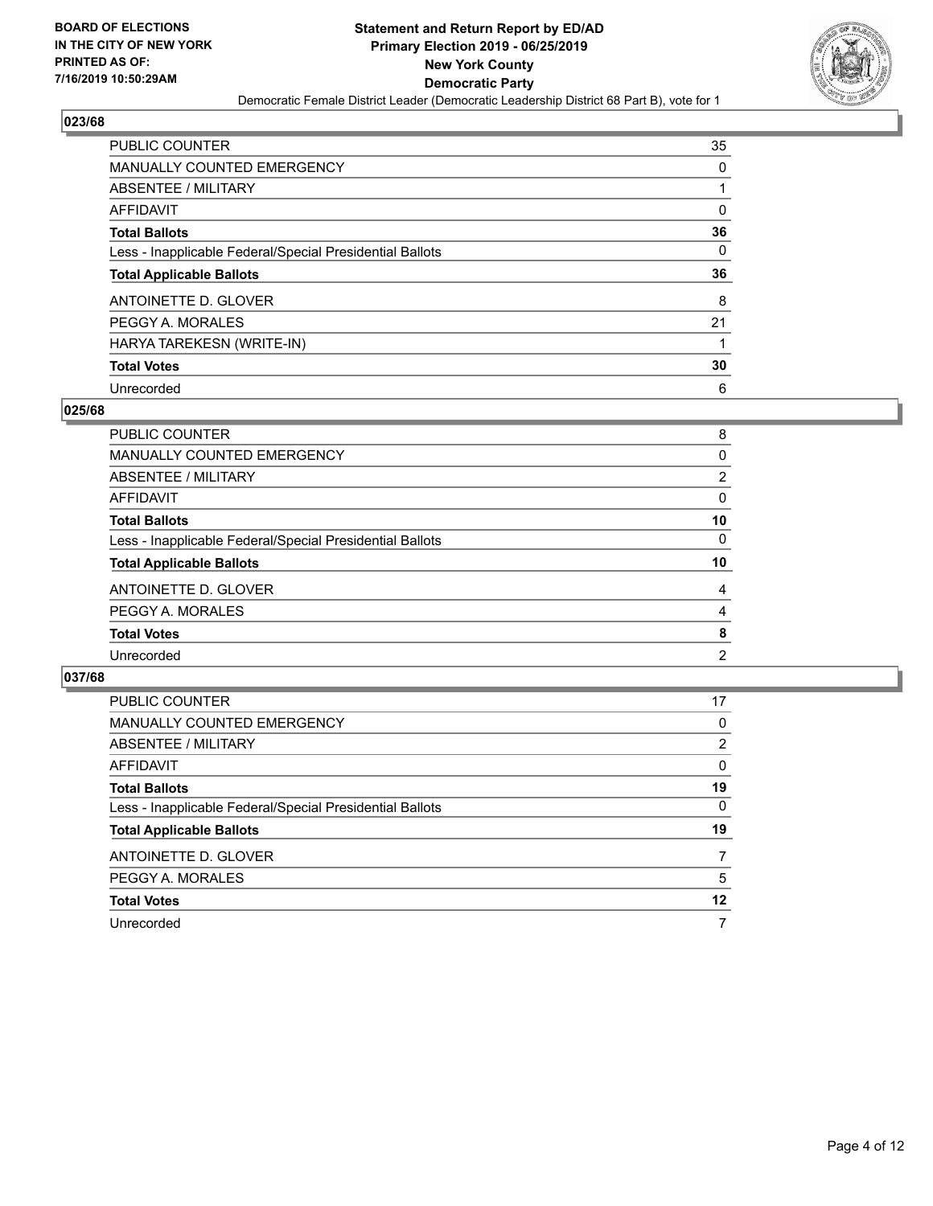BOARD OF ELECTIONS
IN THE CITY OF NEW YORK
PRINTED AS OF:
7/16/2019 10:50:29AM

**Statement and Return Report by ED/AD**
**Primary Election 2019 - 06/25/2019**
**New York County**
**Democratic Party**
Democratic Female District Leader (Democratic Leadership District 68 Part B), vote for 1

## 023/68

| | |
|---|---|
| PUBLIC COUNTER | 35 |
| MANUALLY COUNTED EMERGENCY | 0 |
| ABSENTEE / MILITARY | 1 |
| AFFIDAVIT | 0 |
| **Total Ballots** | **36** |
| Less - Inapplicable Federal/Special Presidential Ballots | 0 |
| **Total Applicable Ballots** | **36** |
| ANTOINETTE D. GLOVER | 8 |
| PEGGY A. MORALES | 21 |
| HARYA TAREKESN (WRITE-IN) | 1 |
| **Total Votes** | **30** |
| Unrecorded | 6 |

## 025/68

| | |
|---|---|
| PUBLIC COUNTER | 8 |
| MANUALLY COUNTED EMERGENCY | 0 |
| ABSENTEE / MILITARY | 2 |
| AFFIDAVIT | 0 |
| **Total Ballots** | **10** |
| Less - Inapplicable Federal/Special Presidential Ballots | 0 |
| **Total Applicable Ballots** | **10** |
| ANTOINETTE D. GLOVER | 4 |
| PEGGY A. MORALES | 4 |
| **Total Votes** | **8** |
| Unrecorded | 2 |

## 037/68

| | |
|---|---|
| PUBLIC COUNTER | 17 |
| MANUALLY COUNTED EMERGENCY | 0 |
| ABSENTEE / MILITARY | 2 |
| AFFIDAVIT | 0 |
| **Total Ballots** | **19** |
| Less - Inapplicable Federal/Special Presidential Ballots | 0 |
| **Total Applicable Ballots** | **19** |
| ANTOINETTE D. GLOVER | 7 |
| PEGGY A. MORALES | 5 |
| **Total Votes** | **12** |
| Unrecorded | 7 |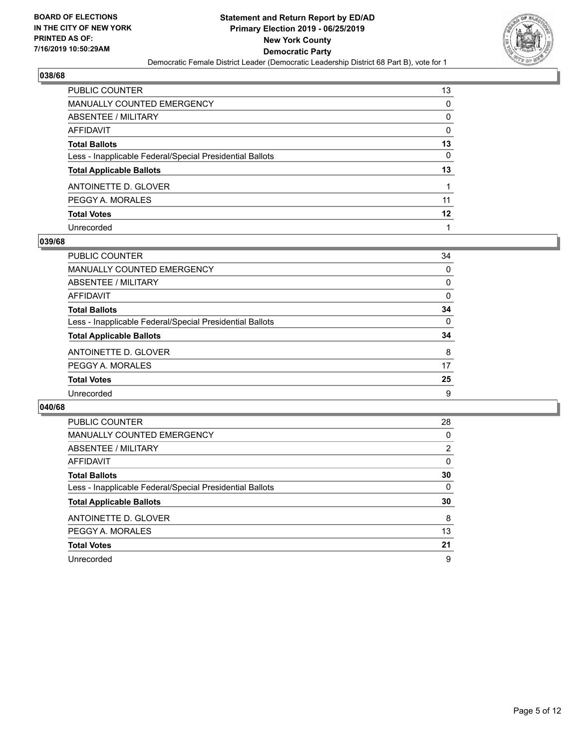BOARD OF ELECTIONS
IN THE CITY OF NEW YORK
PRINTED AS OF:
7/16/2019 10:50:29AM

**Statement and Return Report by ED/AD**
**Primary Election 2019 - 06/25/2019**
**New York County**
**Democratic Party**
Democratic Female District Leader (Democratic Leadership District 68 Part B), vote for 1

### 038/68

| | |
|---|---|
| PUBLIC COUNTER | 13 |
| MANUALLY COUNTED EMERGENCY | 0 |
| ABSENTEE / MILITARY | 0 |
| AFFIDAVIT | 0 |
| **Total Ballots** | **13** |
| Less - Inapplicable Federal/Special Presidential Ballots | 0 |
| **Total Applicable Ballots** | **13** |
| ANTOINETTE D. GLOVER | 1 |
| PEGGY A. MORALES | 11 |
| **Total Votes** | **12** |
| Unrecorded | 1 |

### 039/68

| | |
|---|---|
| PUBLIC COUNTER | 34 |
| MANUALLY COUNTED EMERGENCY | 0 |
| ABSENTEE / MILITARY | 0 |
| AFFIDAVIT | 0 |
| **Total Ballots** | **34** |
| Less - Inapplicable Federal/Special Presidential Ballots | 0 |
| **Total Applicable Ballots** | **34** |
| ANTOINETTE D. GLOVER | 8 |
| PEGGY A. MORALES | 17 |
| **Total Votes** | **25** |
| Unrecorded | 9 |

### 040/68

| | |
|---|---|
| PUBLIC COUNTER | 28 |
| MANUALLY COUNTED EMERGENCY | 0 |
| ABSENTEE / MILITARY | 2 |
| AFFIDAVIT | 0 |
| **Total Ballots** | **30** |
| Less - Inapplicable Federal/Special Presidential Ballots | 0 |
| **Total Applicable Ballots** | **30** |
| ANTOINETTE D. GLOVER | 8 |
| PEGGY A. MORALES | 13 |
| **Total Votes** | **21** |
| Unrecorded | 9 |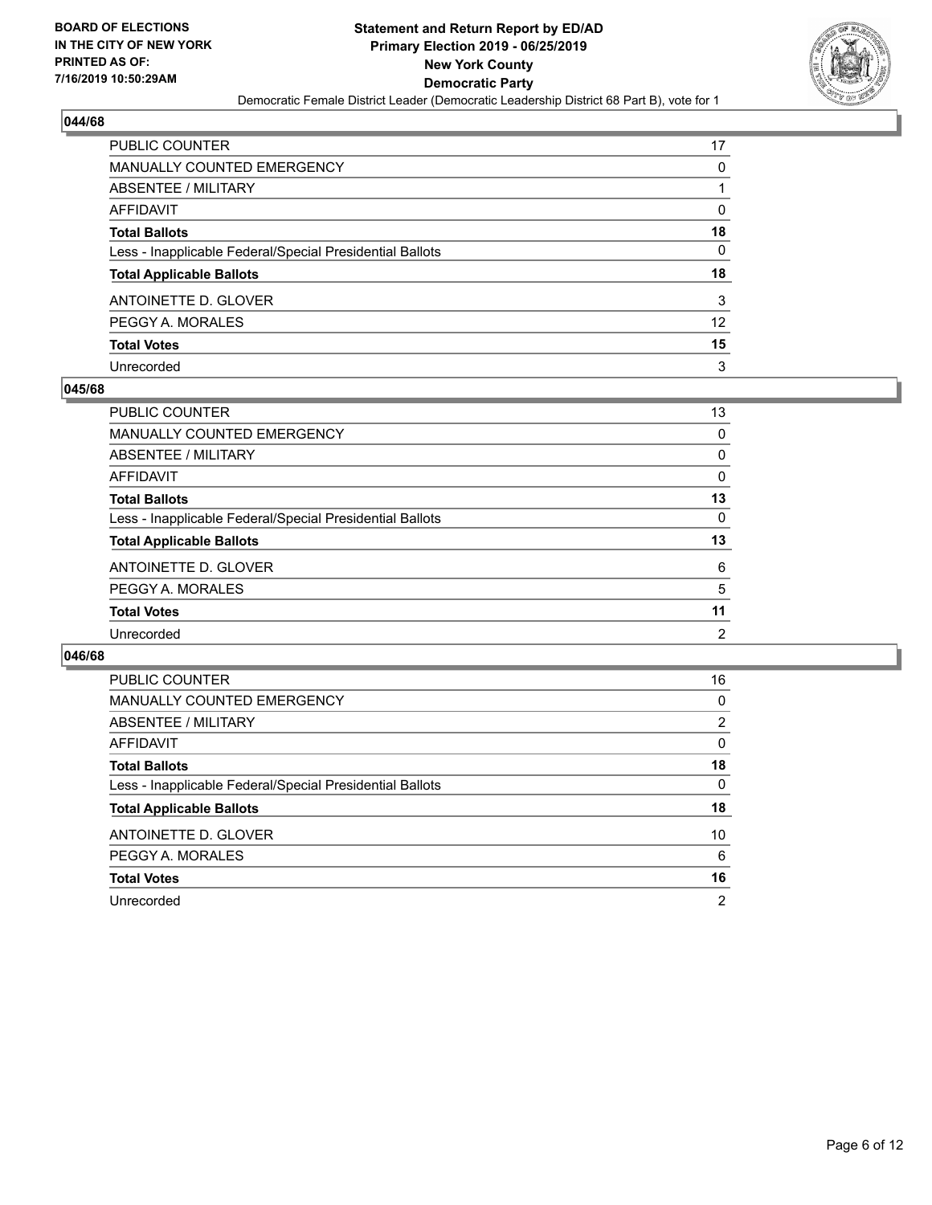## 044/68

| | |
|---|---|
| PUBLIC COUNTER | 17 |
| MANUALLY COUNTED EMERGENCY | 0 |
| ABSENTEE / MILITARY | 1 |
| AFFIDAVIT | 0 |
| **Total Ballots** | **18** |
| Less - Inapplicable Federal/Special Presidential Ballots | 0 |
| **Total Applicable Ballots** | **18** |
| ANTOINETTE D. GLOVER | 3 |
| PEGGY A. MORALES | 12 |
| **Total Votes** | **15** |
| Unrecorded | 3 |

## 045/68

| | |
|---|---|
| PUBLIC COUNTER | 13 |
| MANUALLY COUNTED EMERGENCY | 0 |
| ABSENTEE / MILITARY | 0 |
| AFFIDAVIT | 0 |
| **Total Ballots** | **13** |
| Less - Inapplicable Federal/Special Presidential Ballots | 0 |
| **Total Applicable Ballots** | **13** |
| ANTOINETTE D. GLOVER | 6 |
| PEGGY A. MORALES | 5 |
| **Total Votes** | **11** |
| Unrecorded | 2 |

## 046/68

| | |
|---|---|
| PUBLIC COUNTER | 16 |
| MANUALLY COUNTED EMERGENCY | 0 |
| ABSENTEE / MILITARY | 2 |
| AFFIDAVIT | 0 |
| **Total Ballots** | **18** |
| Less - Inapplicable Federal/Special Presidential Ballots | 0 |
| **Total Applicable Ballots** | **18** |
| ANTOINETTE D. GLOVER | 10 |
| PEGGY A. MORALES | 6 |
| **Total Votes** | **16** |
| Unrecorded | 2 |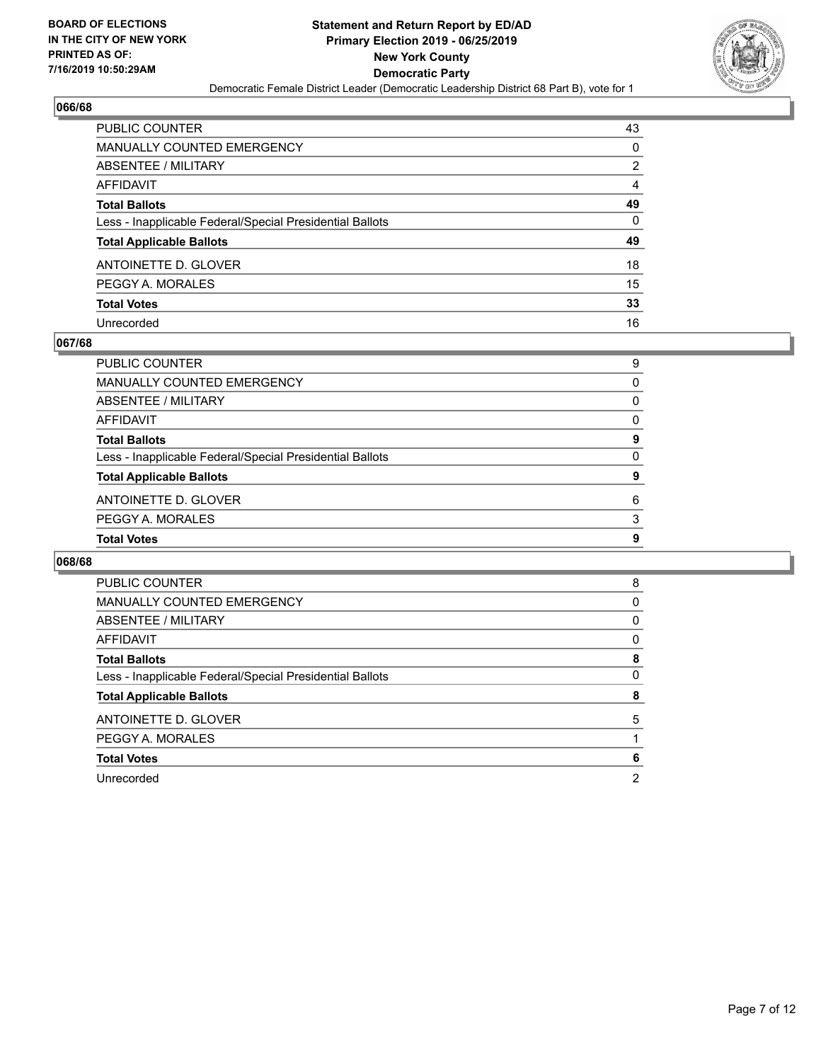## 066/68

| | |
|---|---|
| PUBLIC COUNTER | 43 |
| MANUALLY COUNTED EMERGENCY | 0 |
| ABSENTEE / MILITARY | 2 |
| AFFIDAVIT | 4 |
| **Total Ballots** | **49** |
| Less - Inapplicable Federal/Special Presidential Ballots | 0 |
| **Total Applicable Ballots** | **49** |
| ANTOINETTE D. GLOVER | 18 |
| PEGGY A. MORALES | 15 |
| **Total Votes** | **33** |
| Unrecorded | 16 |

## 067/68

| | |
|---|---|
| PUBLIC COUNTER | 9 |
| MANUALLY COUNTED EMERGENCY | 0 |
| ABSENTEE / MILITARY | 0 |
| AFFIDAVIT | 0 |
| **Total Ballots** | **9** |
| Less - Inapplicable Federal/Special Presidential Ballots | 0 |
| **Total Applicable Ballots** | **9** |
| ANTOINETTE D. GLOVER | 6 |
| PEGGY A. MORALES | 3 |
| **Total Votes** | **9** |

## 068/68

| | |
|---|---|
| PUBLIC COUNTER | 8 |
| MANUALLY COUNTED EMERGENCY | 0 |
| ABSENTEE / MILITARY | 0 |
| AFFIDAVIT | 0 |
| **Total Ballots** | **8** |
| Less - Inapplicable Federal/Special Presidential Ballots | 0 |
| **Total Applicable Ballots** | **8** |
| ANTOINETTE D. GLOVER | 5 |
| PEGGY A. MORALES | 1 |
| **Total Votes** | **6** |
| Unrecorded | 2 |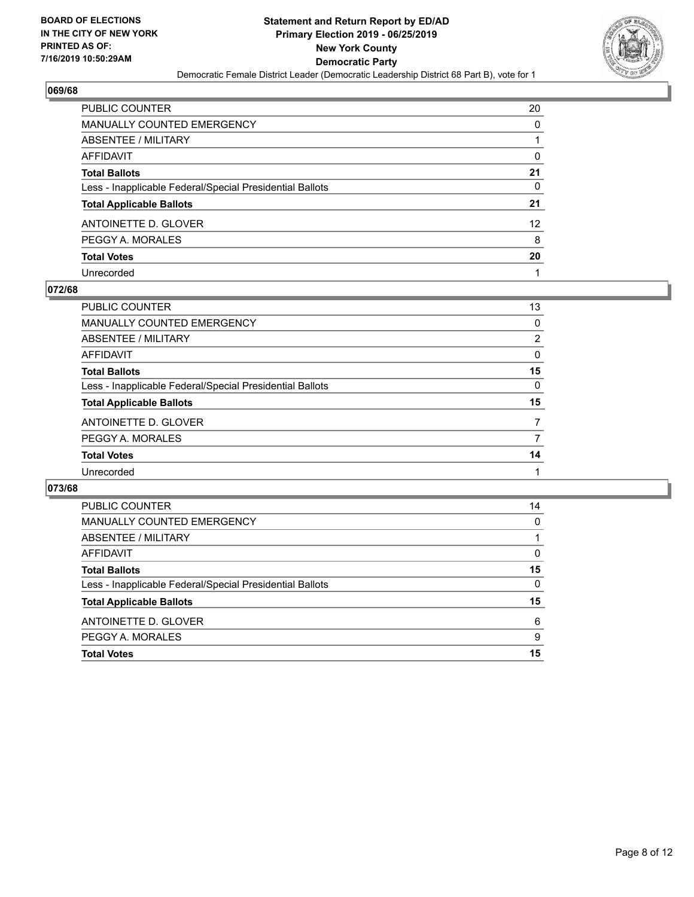## 069/68

| | |
|---|---|
| PUBLIC COUNTER | 20 |
| MANUALLY COUNTED EMERGENCY | 0 |
| ABSENTEE / MILITARY | 1 |
| AFFIDAVIT | 0 |
| **Total Ballots** | **21** |
| Less - Inapplicable Federal/Special Presidential Ballots | 0 |
| **Total Applicable Ballots** | **21** |
| ANTOINETTE D. GLOVER | 12 |
| PEGGY A. MORALES | 8 |
| **Total Votes** | **20** |
| Unrecorded | 1 |

## 072/68

| | |
|---|---|
| PUBLIC COUNTER | 13 |
| MANUALLY COUNTED EMERGENCY | 0 |
| ABSENTEE / MILITARY | 2 |
| AFFIDAVIT | 0 |
| **Total Ballots** | **15** |
| Less - Inapplicable Federal/Special Presidential Ballots | 0 |
| **Total Applicable Ballots** | **15** |
| ANTOINETTE D. GLOVER | 7 |
| PEGGY A. MORALES | 7 |
| **Total Votes** | **14** |
| Unrecorded | 1 |

## 073/68

| | |
|---|---|
| PUBLIC COUNTER | 14 |
| MANUALLY COUNTED EMERGENCY | 0 |
| ABSENTEE / MILITARY | 1 |
| AFFIDAVIT | 0 |
| **Total Ballots** | **15** |
| Less - Inapplicable Federal/Special Presidential Ballots | 0 |
| **Total Applicable Ballots** | **15** |
| ANTOINETTE D. GLOVER | 6 |
| PEGGY A. MORALES | 9 |
| **Total Votes** | **15** |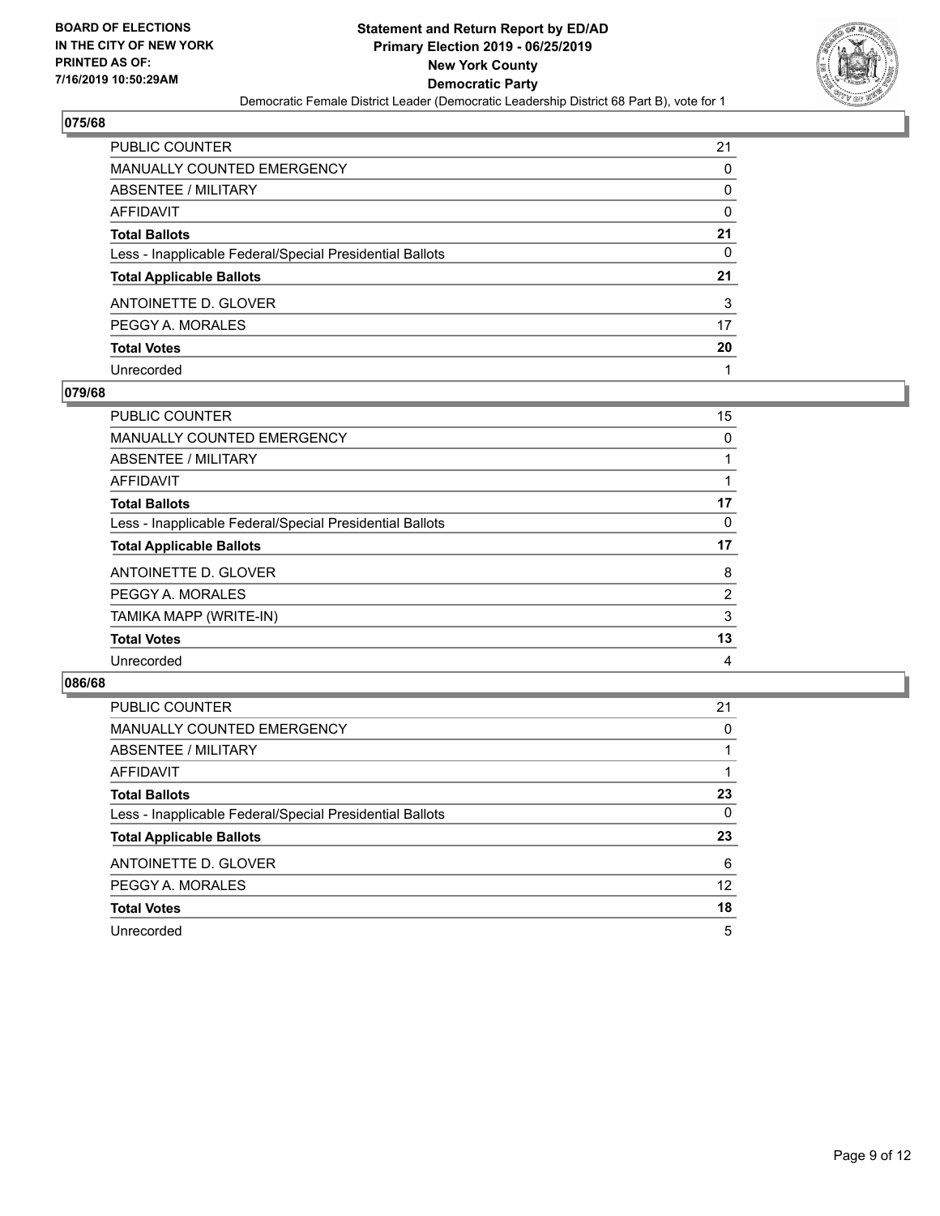BOARD OF ELECTIONS
IN THE CITY OF NEW YORK
PRINTED AS OF:
7/16/2019 10:50:29AM

**Statement and Return Report by ED/AD**
**Primary Election 2019 - 06/25/2019**
**New York County**
**Democratic Party**
Democratic Female District Leader (Democratic Leadership District 68 Part B), vote for 1

## 075/68

| | |
|---|---|
| PUBLIC COUNTER | 21 |
| MANUALLY COUNTED EMERGENCY | 0 |
| ABSENTEE / MILITARY | 0 |
| AFFIDAVIT | 0 |
| **Total Ballots** | **21** |
| Less - Inapplicable Federal/Special Presidential Ballots | 0 |
| **Total Applicable Ballots** | **21** |
| ANTOINETTE D. GLOVER | 3 |
| PEGGY A. MORALES | 17 |
| **Total Votes** | **20** |
| Unrecorded | 1 |

## 079/68

| | |
|---|---|
| PUBLIC COUNTER | 15 |
| MANUALLY COUNTED EMERGENCY | 0 |
| ABSENTEE / MILITARY | 1 |
| AFFIDAVIT | 1 |
| **Total Ballots** | **17** |
| Less - Inapplicable Federal/Special Presidential Ballots | 0 |
| **Total Applicable Ballots** | **17** |
| ANTOINETTE D. GLOVER | 8 |
| PEGGY A. MORALES | 2 |
| TAMIKA MAPP (WRITE-IN) | 3 |
| **Total Votes** | **13** |
| Unrecorded | 4 |

## 086/68

| | |
|---|---|
| PUBLIC COUNTER | 21 |
| MANUALLY COUNTED EMERGENCY | 0 |
| ABSENTEE / MILITARY | 1 |
| AFFIDAVIT | 1 |
| **Total Ballots** | **23** |
| Less - Inapplicable Federal/Special Presidential Ballots | 0 |
| **Total Applicable Ballots** | **23** |
| ANTOINETTE D. GLOVER | 6 |
| PEGGY A. MORALES | 12 |
| **Total Votes** | **18** |
| Unrecorded | 5 |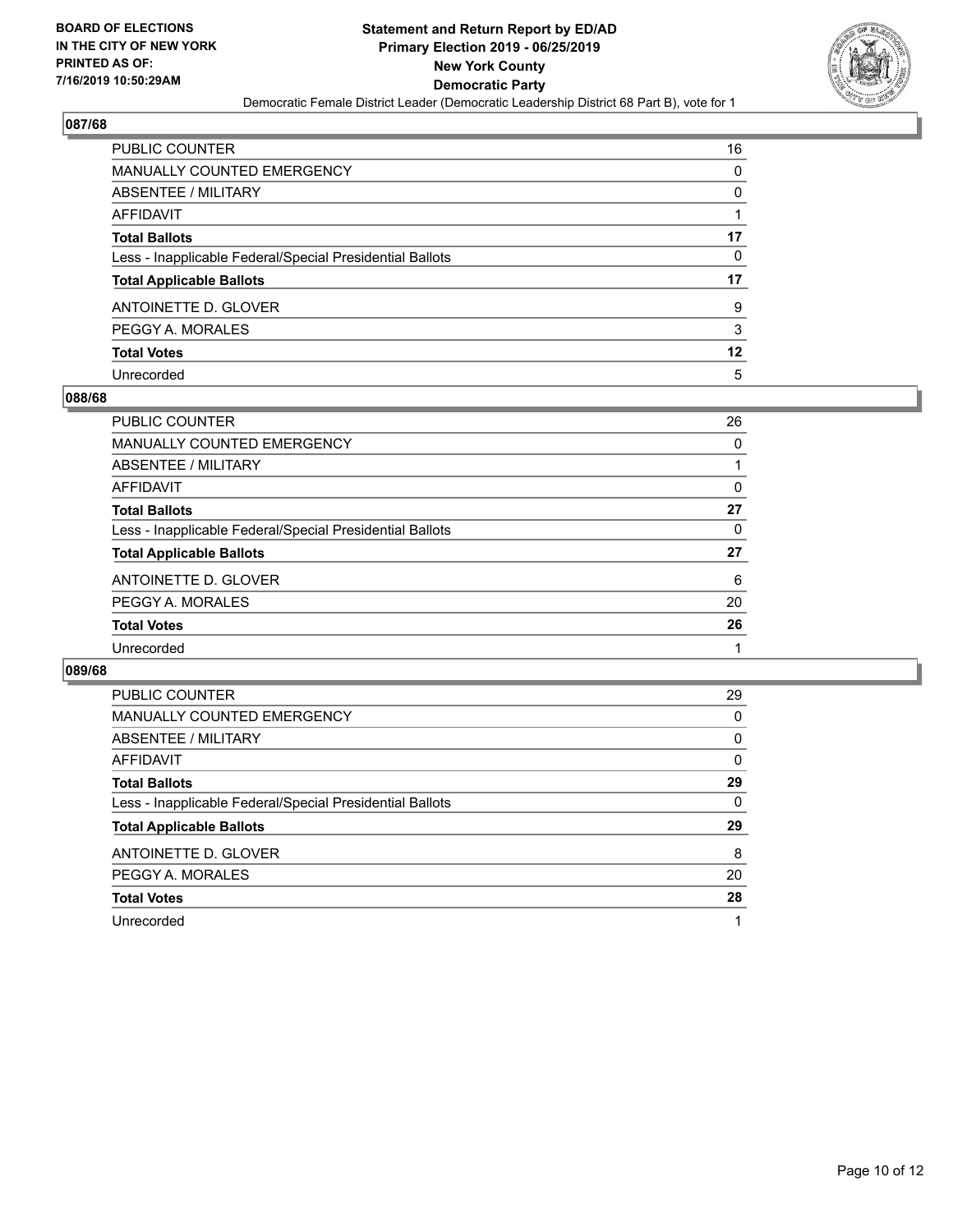BOARD OF ELECTIONS
IN THE CITY OF NEW YORK
PRINTED AS OF:
7/16/2019 10:50:29AM

**Statement and Return Report by ED/AD**
**Primary Election 2019 - 06/25/2019**
**New York County**
**Democratic Party**
Democratic Female District Leader (Democratic Leadership District 68 Part B), vote for 1

## 087/68

| | |
|---|---|
| PUBLIC COUNTER | 16 |
| MANUALLY COUNTED EMERGENCY | 0 |
| ABSENTEE / MILITARY | 0 |
| AFFIDAVIT | 1 |
| **Total Ballots** | **17** |
| Less - Inapplicable Federal/Special Presidential Ballots | 0 |
| **Total Applicable Ballots** | **17** |
| ANTOINETTE D. GLOVER | 9 |
| PEGGY A. MORALES | 3 |
| **Total Votes** | **12** |
| Unrecorded | 5 |

## 088/68

| | |
|---|---|
| PUBLIC COUNTER | 26 |
| MANUALLY COUNTED EMERGENCY | 0 |
| ABSENTEE / MILITARY | 1 |
| AFFIDAVIT | 0 |
| **Total Ballots** | **27** |
| Less - Inapplicable Federal/Special Presidential Ballots | 0 |
| **Total Applicable Ballots** | **27** |
| ANTOINETTE D. GLOVER | 6 |
| PEGGY A. MORALES | 20 |
| **Total Votes** | **26** |
| Unrecorded | 1 |

## 089/68

| | |
|---|---|
| PUBLIC COUNTER | 29 |
| MANUALLY COUNTED EMERGENCY | 0 |
| ABSENTEE / MILITARY | 0 |
| AFFIDAVIT | 0 |
| **Total Ballots** | **29** |
| Less - Inapplicable Federal/Special Presidential Ballots | 0 |
| **Total Applicable Ballots** | **29** |
| ANTOINETTE D. GLOVER | 8 |
| PEGGY A. MORALES | 20 |
| **Total Votes** | **28** |
| Unrecorded | 1 |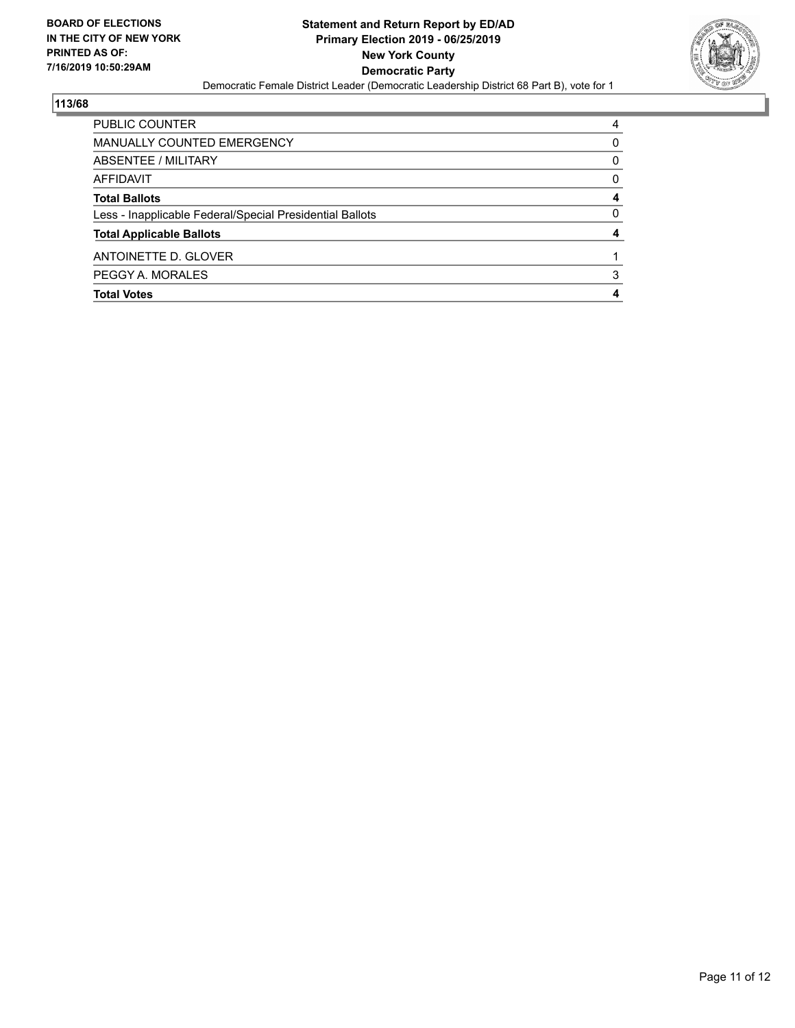**BOARD OF ELECTIONS IN THE CITY OF NEW YORK PRINTED AS OF: 7/16/2019 10:50:29AM**

**Statement and Return Report by ED/AD**
**Primary Election 2019 - 06/25/2019**
**New York County**
**Democratic Party**
Democratic Female District Leader (Democratic Leadership District 68 Part B), vote for 1

## 113/68

| | |
|---|---|
| PUBLIC COUNTER | 4 |
| MANUALLY COUNTED EMERGENCY | 0 |
| ABSENTEE / MILITARY | 0 |
| AFFIDAVIT | 0 |
| **Total Ballots** | **4** |
| Less - Inapplicable Federal/Special Presidential Ballots | 0 |
| **Total Applicable Ballots** | **4** |
| ANTOINETTE D. GLOVER | 1 |
| PEGGY A. MORALES | 3 |
| **Total Votes** | **4** |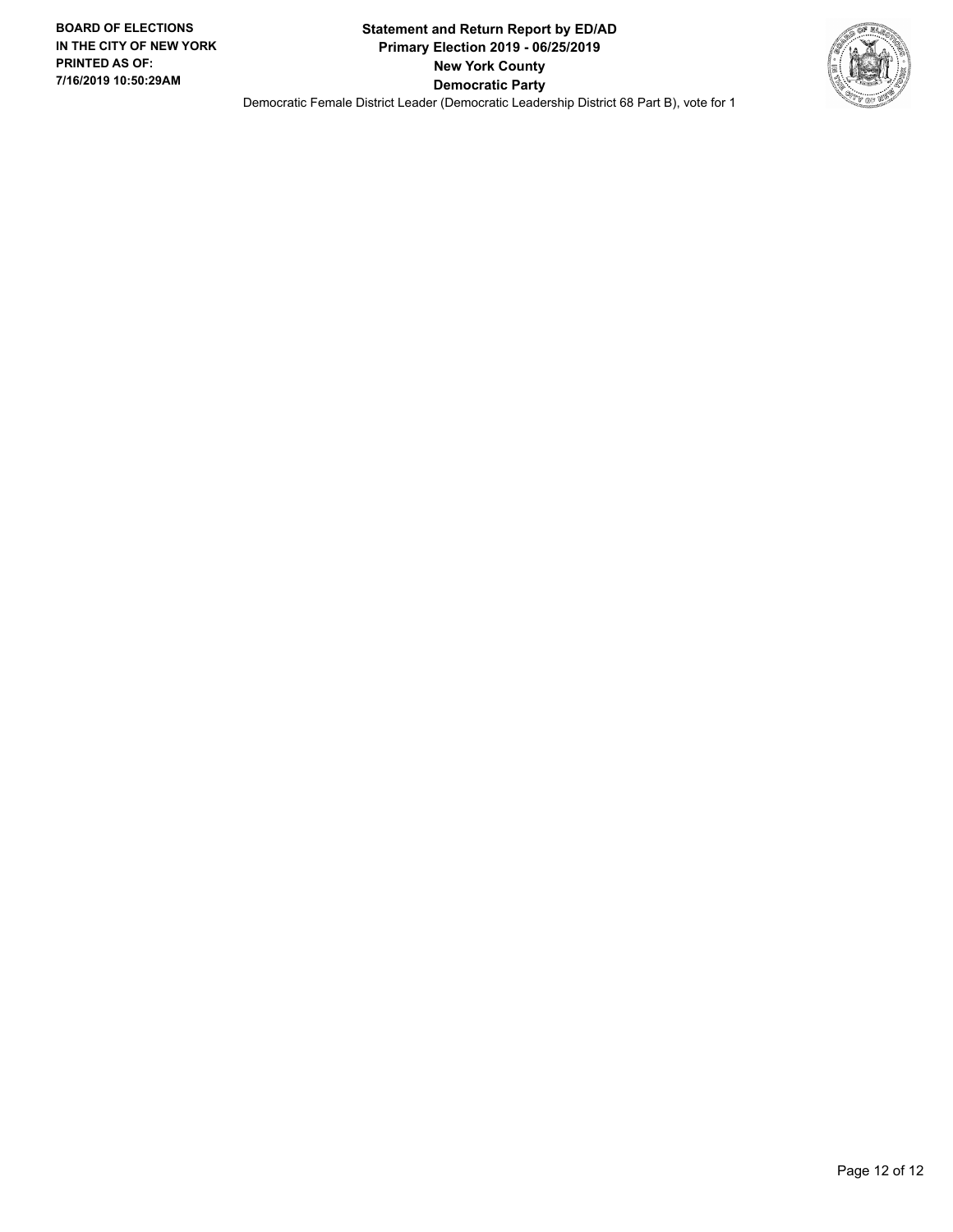**BOARD OF ELECTIONS IN THE CITY OF NEW YORK PRINTED AS OF: 7/16/2019 10:50:29AM**

**Statement and Return Report by ED/AD**
**Primary Election 2019 - 06/25/2019**
**New York County**
**Democratic Party**

Democratic Female District Leader (Democratic Leadership District 68 Part B), vote for 1